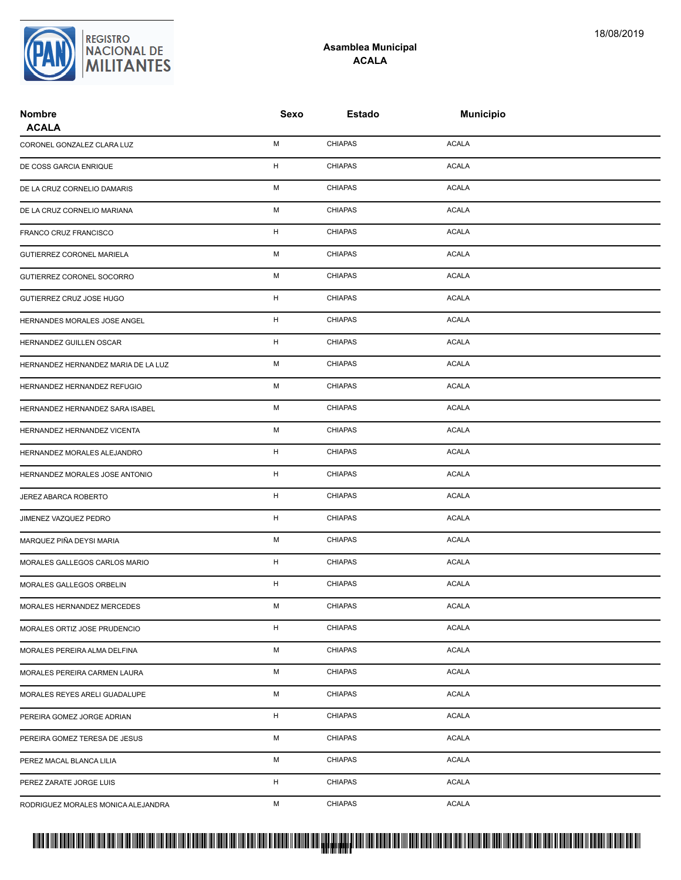REGISTRO NACIONAL DE MILITANTES

18/08/2019

## Asamblea Municipal
## ACALA

| Nombre | Sexo | Estado | Municipio |
|---|---|---|---|
| **ACALA** | | | |
| CORONEL GONZALEZ CLARA LUZ | M | CHIAPAS | ACALA |
| DE COSS GARCIA ENRIQUE | H | CHIAPAS | ACALA |
| DE LA CRUZ CORNELIO DAMARIS | M | CHIAPAS | ACALA |
| DE LA CRUZ CORNELIO MARIANA | M | CHIAPAS | ACALA |
| FRANCO CRUZ FRANCISCO | H | CHIAPAS | ACALA |
| GUTIERREZ CORONEL MARIELA | M | CHIAPAS | ACALA |
| GUTIERREZ CORONEL SOCORRO | M | CHIAPAS | ACALA |
| GUTIERREZ CRUZ JOSE HUGO | H | CHIAPAS | ACALA |
| HERNANDES MORALES JOSE ANGEL | H | CHIAPAS | ACALA |
| HERNANDEZ GUILLEN OSCAR | H | CHIAPAS | ACALA |
| HERNANDEZ HERNANDEZ MARIA DE LA LUZ | M | CHIAPAS | ACALA |
| HERNANDEZ HERNANDEZ REFUGIO | M | CHIAPAS | ACALA |
| HERNANDEZ HERNANDEZ SARA ISABEL | M | CHIAPAS | ACALA |
| HERNANDEZ HERNANDEZ VICENTA | M | CHIAPAS | ACALA |
| HERNANDEZ MORALES ALEJANDRO | H | CHIAPAS | ACALA |
| HERNANDEZ MORALES JOSE ANTONIO | H | CHIAPAS | ACALA |
| JEREZ ABARCA ROBERTO | H | CHIAPAS | ACALA |
| JIMENEZ VAZQUEZ PEDRO | H | CHIAPAS | ACALA |
| MARQUEZ PIÑA DEYSI MARIA | M | CHIAPAS | ACALA |
| MORALES GALLEGOS CARLOS MARIO | H | CHIAPAS | ACALA |
| MORALES GALLEGOS ORBELIN | H | CHIAPAS | ACALA |
| MORALES HERNANDEZ MERCEDES | M | CHIAPAS | ACALA |
| MORALES ORTIZ JOSE PRUDENCIO | H | CHIAPAS | ACALA |
| MORALES PEREIRA ALMA DELFINA | M | CHIAPAS | ACALA |
| MORALES PEREIRA CARMEN LAURA | M | CHIAPAS | ACALA |
| MORALES REYES ARELI GUADALUPE | M | CHIAPAS | ACALA |
| PEREIRA GOMEZ JORGE ADRIAN | H | CHIAPAS | ACALA |
| PEREIRA GOMEZ TERESA DE JESUS | M | CHIAPAS | ACALA |
| PEREZ MACAL BLANCA LILIA | M | CHIAPAS | ACALA |
| PEREZ ZARATE JORGE LUIS | H | CHIAPAS | ACALA |
| RODRIGUEZ MORALES MONICA ALEJANDRA | M | CHIAPAS | ACALA |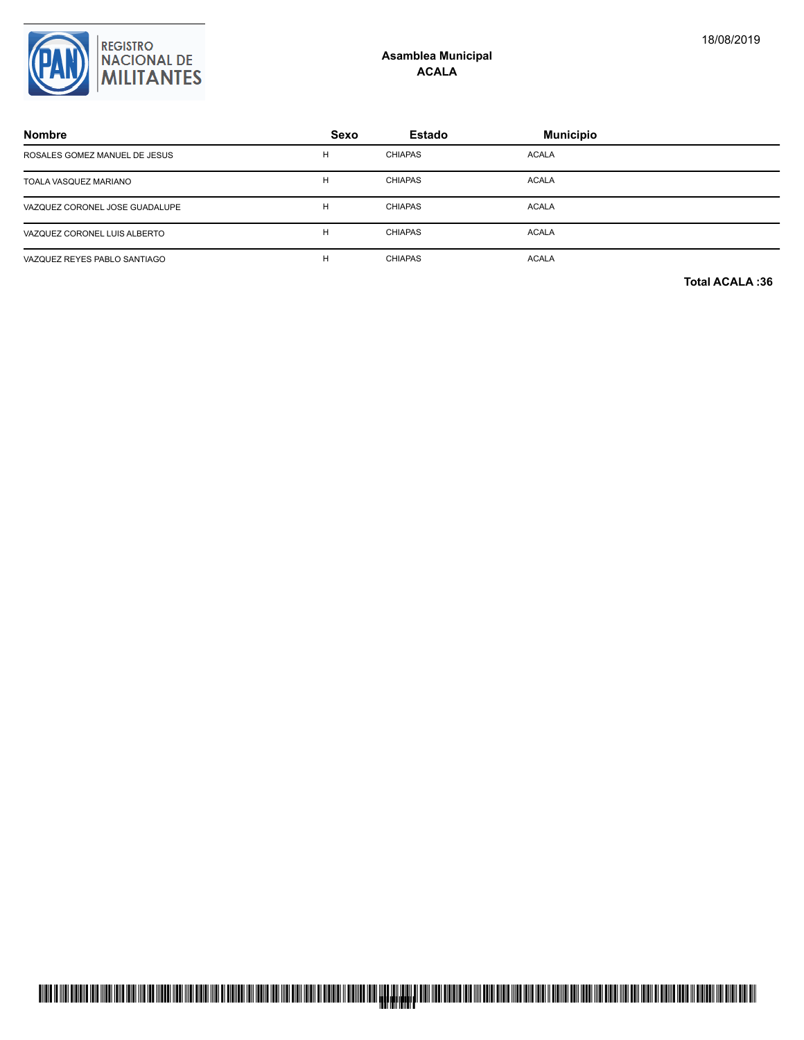| Nombre | Sexo | Estado | Municipio |
|---|---|---|---|
| ROSALES GOMEZ MANUEL DE JESUS | H | CHIAPAS | ACALA |
| TOALA VASQUEZ MARIANO | H | CHIAPAS | ACALA |
| VAZQUEZ CORONEL JOSE GUADALUPE | H | CHIAPAS | ACALA |
| VAZQUEZ CORONEL LUIS ALBERTO | H | CHIAPAS | ACALA |
| VAZQUEZ REYES PABLO SANTIAGO | H | CHIAPAS | ACALA |

**Total ACALA :36**